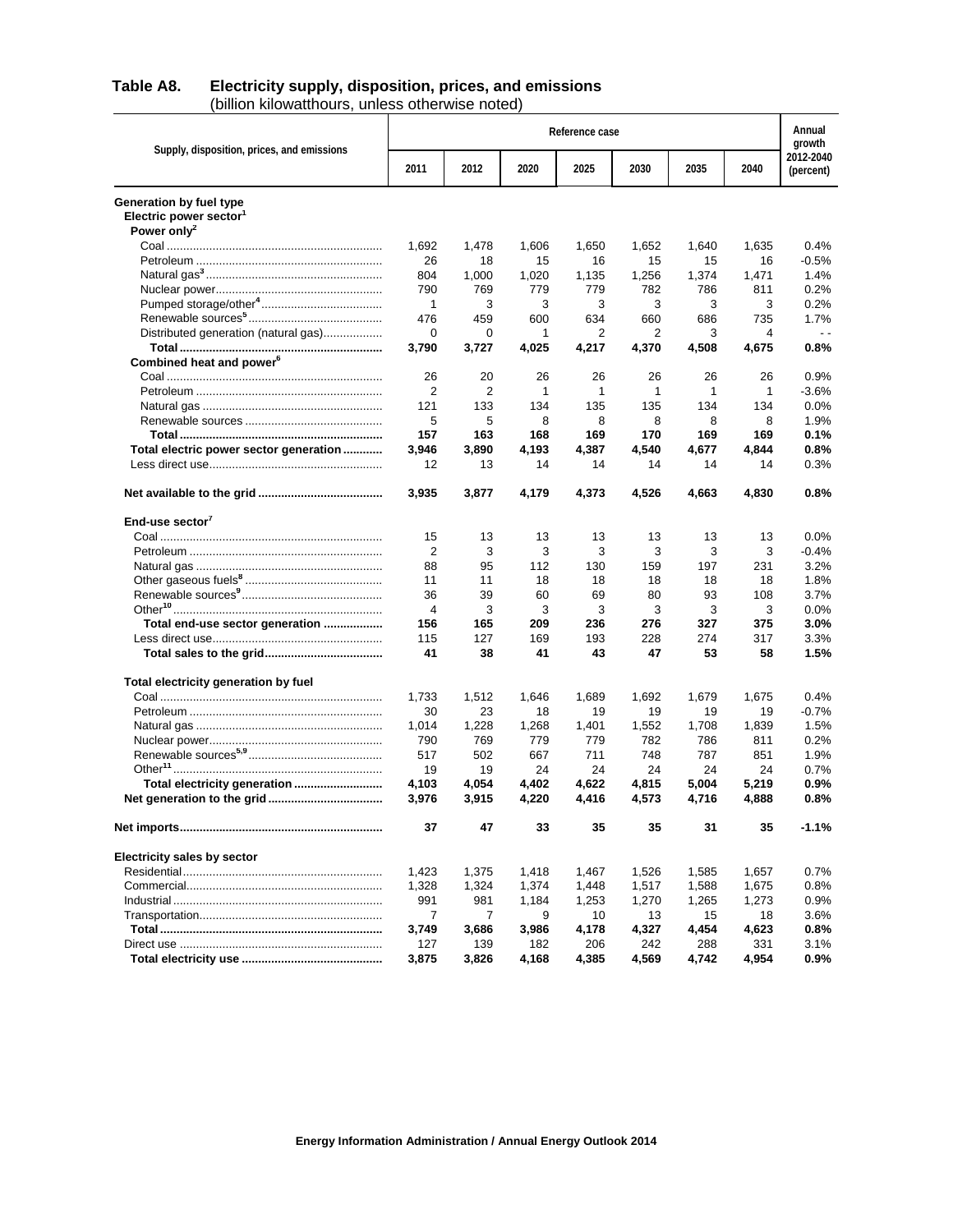# Table A8. Electricity supply, disposition, prices, and emissions

(billion kilowatthours, unless otherwise noted)

| Supply, disposition, prices, and emissions | Reference case | | | | | | | Annual growth 2012-2040 (percent) |
|---|---|---|---|---|---|---|---|---|
| | 2011 | 2012 | 2020 | 2025 | 2030 | 2035 | 2040 | |
| **Generation by fuel type** | | | | | | | | |
| **Electric power sector[1]** | | | | | | | | |
| **Power only[2]** | | | | | | | | |
| Coal | 1,692 | 1,478 | 1,606 | 1,650 | 1,652 | 1,640 | 1,635 | 0.4% |
| Petroleum | 26 | 18 | 15 | 16 | 15 | 15 | 16 | -0.5% |
| Natural gas[3] | 804 | 1,000 | 1,020 | 1,135 | 1,256 | 1,374 | 1,471 | 1.4% |
| Nuclear power | 790 | 769 | 779 | 779 | 782 | 786 | 811 | 0.2% |
| Pumped storage/other[4] | 1 | 3 | 3 | 3 | 3 | 3 | 3 | 0.2% |
| Renewable sources[5] | 476 | 459 | 600 | 634 | 660 | 686 | 735 | 1.7% |
| Distributed generation (natural gas) | 0 | 0 | 1 | 2 | 2 | 3 | 4 | - - |
| **Total** | **3,790** | **3,727** | **4,025** | **4,217** | **4,370** | **4,508** | **4,675** | **0.8%** |
| **Combined heat and power[6]** | | | | | | | | |
| Coal | 26 | 20 | 26 | 26 | 26 | 26 | 26 | 0.9% |
| Petroleum | 2 | 2 | 1 | 1 | 1 | 1 | 1 | -3.6% |
| Natural gas | 121 | 133 | 134 | 135 | 135 | 134 | 134 | 0.0% |
| Renewable sources | 5 | 5 | 8 | 8 | 8 | 8 | 8 | 1.9% |
| **Total** | **157** | **163** | **168** | **169** | **170** | **169** | **169** | **0.1%** |
| **Total electric power sector generation** | **3,946** | **3,890** | **4,193** | **4,387** | **4,540** | **4,677** | **4,844** | **0.8%** |
| Less direct use | 12 | 13 | 14 | 14 | 14 | 14 | 14 | 0.3% |
| **Net available to the grid** | **3,935** | **3,877** | **4,179** | **4,373** | **4,526** | **4,663** | **4,830** | **0.8%** |
| **End-use sector[7]** | | | | | | | | |
| Coal | 15 | 13 | 13 | 13 | 13 | 13 | 13 | 0.0% |
| Petroleum | 2 | 3 | 3 | 3 | 3 | 3 | 3 | -0.4% |
| Natural gas | 88 | 95 | 112 | 130 | 159 | 197 | 231 | 3.2% |
| Other gaseous fuels[8] | 11 | 11 | 18 | 18 | 18 | 18 | 18 | 1.8% |
| Renewable sources[9] | 36 | 39 | 60 | 69 | 80 | 93 | 108 | 3.7% |
| Other[10] | 4 | 3 | 3 | 3 | 3 | 3 | 3 | 0.0% |
| **Total end-use sector generation** | **156** | **165** | **209** | **236** | **276** | **327** | **375** | **3.0%** |
| Less direct use | 115 | 127 | 169 | 193 | 228 | 274 | 317 | 3.3% |
| **Total sales to the grid** | **41** | **38** | **41** | **43** | **47** | **53** | **58** | **1.5%** |
| **Total electricity generation by fuel** | | | | | | | | |
| Coal | 1,733 | 1,512 | 1,646 | 1,689 | 1,692 | 1,679 | 1,675 | 0.4% |
| Petroleum | 30 | 23 | 18 | 19 | 19 | 19 | 19 | -0.7% |
| Natural gas | 1,014 | 1,228 | 1,268 | 1,401 | 1,552 | 1,708 | 1,839 | 1.5% |
| Nuclear power | 790 | 769 | 779 | 779 | 782 | 786 | 811 | 0.2% |
| Renewable sources[5,9] | 517 | 502 | 667 | 711 | 748 | 787 | 851 | 1.9% |
| Other[11] | 19 | 19 | 24 | 24 | 24 | 24 | 24 | 0.7% |
| **Total electricity generation** | **4,103** | **4,054** | **4,402** | **4,622** | **4,815** | **5,004** | **5,219** | **0.9%** |
| **Net generation to the grid** | **3,976** | **3,915** | **4,220** | **4,416** | **4,573** | **4,716** | **4,888** | **0.8%** |
| **Net imports** | **37** | **47** | **33** | **35** | **35** | **31** | **35** | **-1.1%** |
| **Electricity sales by sector** | | | | | | | | |
| Residential | 1,423 | 1,375 | 1,418 | 1,467 | 1,526 | 1,585 | 1,657 | 0.7% |
| Commercial | 1,328 | 1,324 | 1,374 | 1,448 | 1,517 | 1,588 | 1,675 | 0.8% |
| Industrial | 991 | 981 | 1,184 | 1,253 | 1,270 | 1,265 | 1,273 | 0.9% |
| Transportation | 7 | 7 | 9 | 10 | 13 | 15 | 18 | 3.6% |
| **Total** | **3,749** | **3,686** | **3,986** | **4,178** | **4,327** | **4,454** | **4,623** | **0.8%** |
| Direct use | 127 | 139 | 182 | 206 | 242 | 288 | 331 | 3.1% |
| **Total electricity use** | **3,875** | **3,826** | **4,168** | **4,385** | **4,569** | **4,742** | **4,954** | **0.9%** |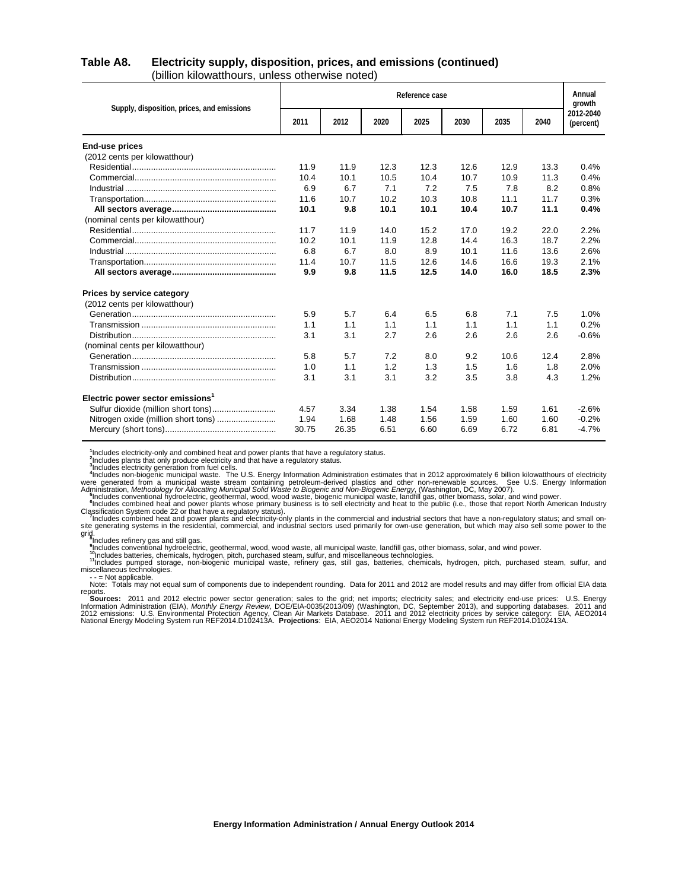## Table A8. Electricity supply, disposition, prices, and emissions (continued)

(billion kilowatthours, unless otherwise noted)

| Supply, disposition, prices, and emissions | Reference case | | | | | | | Annual growth 2012-2040 (percent) |
|---|---|---|---|---|---|---|---|---|
| | 2011 | 2012 | 2020 | 2025 | 2030 | 2035 | 2040 | |
| **End-use prices** | | | | | | | | |
| (2012 cents per kilowatthour) | | | | | | | | |
| Residential | 11.9 | 11.9 | 12.3 | 12.3 | 12.6 | 12.9 | 13.3 | 0.4% |
| Commercial | 10.4 | 10.1 | 10.5 | 10.4 | 10.7 | 10.9 | 11.3 | 0.4% |
| Industrial | 6.9 | 6.7 | 7.1 | 7.2 | 7.5 | 7.8 | 8.2 | 0.8% |
| Transportation | 11.6 | 10.7 | 10.2 | 10.3 | 10.8 | 11.1 | 11.7 | 0.3% |
| **All sectors average** | **10.1** | **9.8** | **10.1** | **10.1** | **10.4** | **10.7** | **11.1** | **0.4%** |
| (nominal cents per kilowatthour) | | | | | | | | |
| Residential | 11.7 | 11.9 | 14.0 | 15.2 | 17.0 | 19.2 | 22.0 | 2.2% |
| Commercial | 10.2 | 10.1 | 11.9 | 12.8 | 14.4 | 16.3 | 18.7 | 2.2% |
| Industrial | 6.8 | 6.7 | 8.0 | 8.9 | 10.1 | 11.6 | 13.6 | 2.6% |
| Transportation | 11.4 | 10.7 | 11.5 | 12.6 | 14.6 | 16.6 | 19.3 | 2.1% |
| **All sectors average** | **9.9** | **9.8** | **11.5** | **12.5** | **14.0** | **16.0** | **18.5** | **2.3%** |
| **Prices by service category** | | | | | | | | |
| (2012 cents per kilowatthour) | | | | | | | | |
| Generation | 5.9 | 5.7 | 6.4 | 6.5 | 6.8 | 7.1 | 7.5 | 1.0% |
| Transmission | 1.1 | 1.1 | 1.1 | 1.1 | 1.1 | 1.1 | 1.1 | 0.2% |
| Distribution | 3.1 | 3.1 | 2.7 | 2.6 | 2.6 | 2.6 | 2.6 | -0.6% |
| (nominal cents per kilowatthour) | | | | | | | | |
| Generation | 5.8 | 5.7 | 7.2 | 8.0 | 9.2 | 10.6 | 12.4 | 2.8% |
| Transmission | 1.0 | 1.1 | 1.2 | 1.3 | 1.5 | 1.6 | 1.8 | 2.0% |
| Distribution | 3.1 | 3.1 | 3.1 | 3.2 | 3.5 | 3.8 | 4.3 | 1.2% |
| **Electric power sector emissions[1]** | | | | | | | | |
| Sulfur dioxide (million short tons) | 4.57 | 3.34 | 1.38 | 1.54 | 1.58 | 1.59 | 1.61 | -2.6% |
| Nitrogen oxide (million short tons) | 1.94 | 1.68 | 1.48 | 1.56 | 1.59 | 1.60 | 1.60 | -0.2% |
| Mercury (short tons) | 30.75 | 26.35 | 6.51 | 6.60 | 6.69 | 6.72 | 6.81 | -4.7% |

[1]Includes electricity-only and combined heat and power plants that have a regulatory status.
[2]Includes plants that only produce electricity and that have a regulatory status.
[3]Includes electricity generation from fuel cells.
[4]Includes non-biogenic municipal waste. The U.S. Energy Information Administration estimates that in 2012 approximately 6 billion kilowatthours of electricity were generated from a municipal waste stream containing petroleum-derived plastics and other non-renewable sources. See U.S. Energy Information Administration, *Methodology for Allocating Municipal Solid Waste to Biogenic and Non-Biogenic Energy*, (Washington, DC, May 2007).
[5]Includes conventional hydroelectric, geothermal, wood, wood waste, biogenic municipal waste, landfill gas, other biomass, solar, and wind power.
[6]Includes combined heat and power plants whose primary business is to sell electricity and heat to the public (i.e., those that report North American Industry Classification System code 22 or that have a regulatory status).
[7]Includes combined heat and power plants and electricity-only plants in the commercial and industrial sectors that have a non-regulatory status; and small on-site generating systems in the residential, commercial, and industrial sectors used primarily for own-use generation, but which may also sell some power to the grid.
[8]Includes refinery gas and still gas.
[9]Includes conventional hydroelectric, geothermal, wood, wood waste, all municipal waste, landfill gas, other biomass, solar, and wind power.
[10]Includes batteries, chemicals, hydrogen, pitch, purchased steam, sulfur, and miscellaneous technologies.
[11]Includes pumped storage, non-biogenic municipal waste, refinery gas, still gas, batteries, chemicals, hydrogen, pitch, purchased steam, sulfur, and miscellaneous technologies.
- - = Not applicable.
Note: Totals may not equal sum of components due to independent rounding. Data for 2011 and 2012 are model results and may differ from official EIA data reports.
**Sources:** 2011 and 2012 electric power sector generation; sales to the grid; net imports; electricity sales; and electricity end-use prices: U.S. Energy Information Administration (EIA), *Monthly Energy Review*, DOE/EIA-0035(2013/09) (Washington, DC, September 2013), and supporting databases. 2011 and 2012 emissions: U.S. Environmental Protection Agency, Clean Air Markets Database. 2011 and 2012 electricity prices by service category: EIA, AEO2014 National Energy Modeling System run REF2014.D102413A. **Projections**: EIA, AEO2014 National Energy Modeling System run REF2014.D102413A.